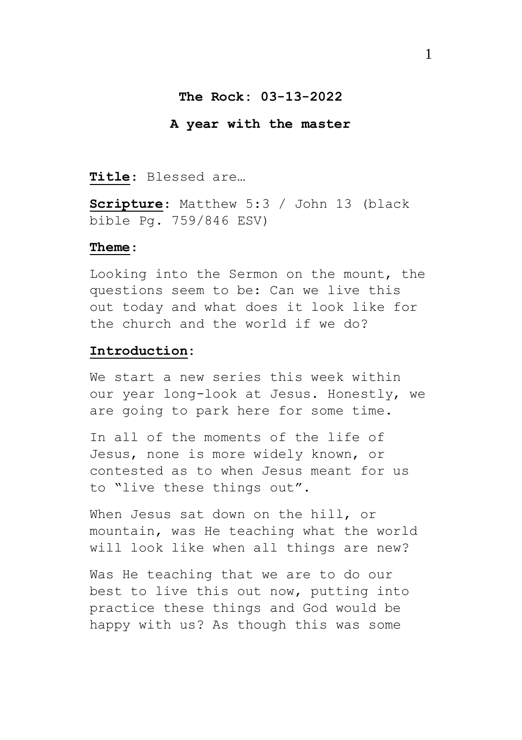**The Rock: 03-13-2022**

**A year with the master**

**Title**: Blessed are…

**Scripture**: Matthew 5:3 / John 13 (black bible Pg. 759/846 ESV)

**Theme**:

Looking into the Sermon on the mount, the questions seem to be: Can we live this out today and what does it look like for the church and the world if we do?

**Introduction**:

We start a new series this week within our year long-look at Jesus. Honestly, we are going to park here for some time.

In all of the moments of the life of Jesus, none is more widely known, or contested as to when Jesus meant for us to "live these things out".

When Jesus sat down on the hill, or mountain, was He teaching what the world will look like when all things are new?

Was He teaching that we are to do our best to live this out now, putting into practice these things and God would be happy with us? As though this was some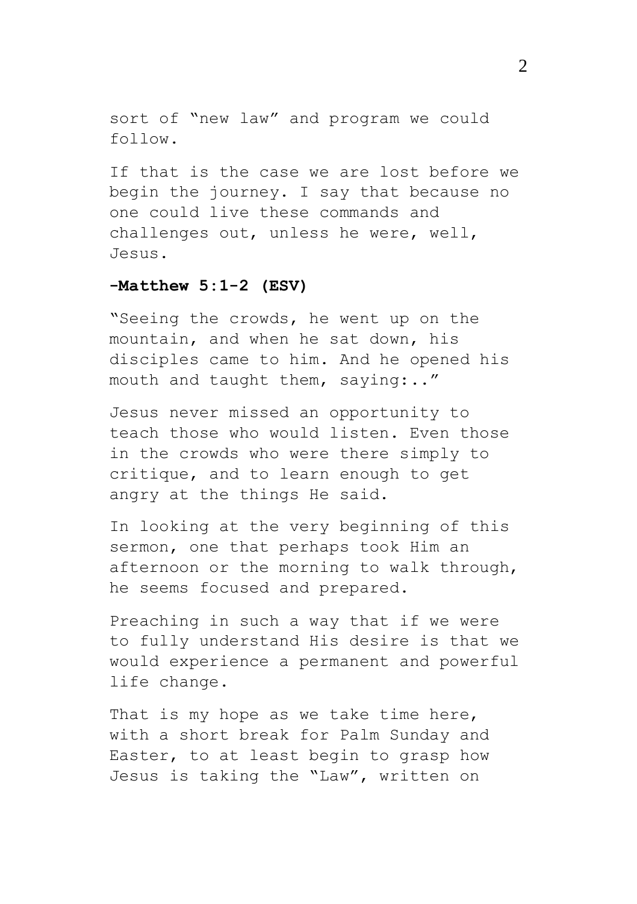sort of "new law" and program we could follow.

If that is the case we are lost before we begin the journey. I say that because no one could live these commands and challenges out, unless he were, well, Jesus.

**-Matthew 5:1-2 (ESV)**

"Seeing the crowds, he went up on the mountain, and when he sat down, his disciples came to him. And he opened his mouth and taught them, saying:.."

Jesus never missed an opportunity to teach those who would listen. Even those in the crowds who were there simply to critique, and to learn enough to get angry at the things He said.

In looking at the very beginning of this sermon, one that perhaps took Him an afternoon or the morning to walk through, he seems focused and prepared.

Preaching in such a way that if we were to fully understand His desire is that we would experience a permanent and powerful life change.

That is my hope as we take time here, with a short break for Palm Sunday and Easter, to at least begin to grasp how Jesus is taking the "Law", written on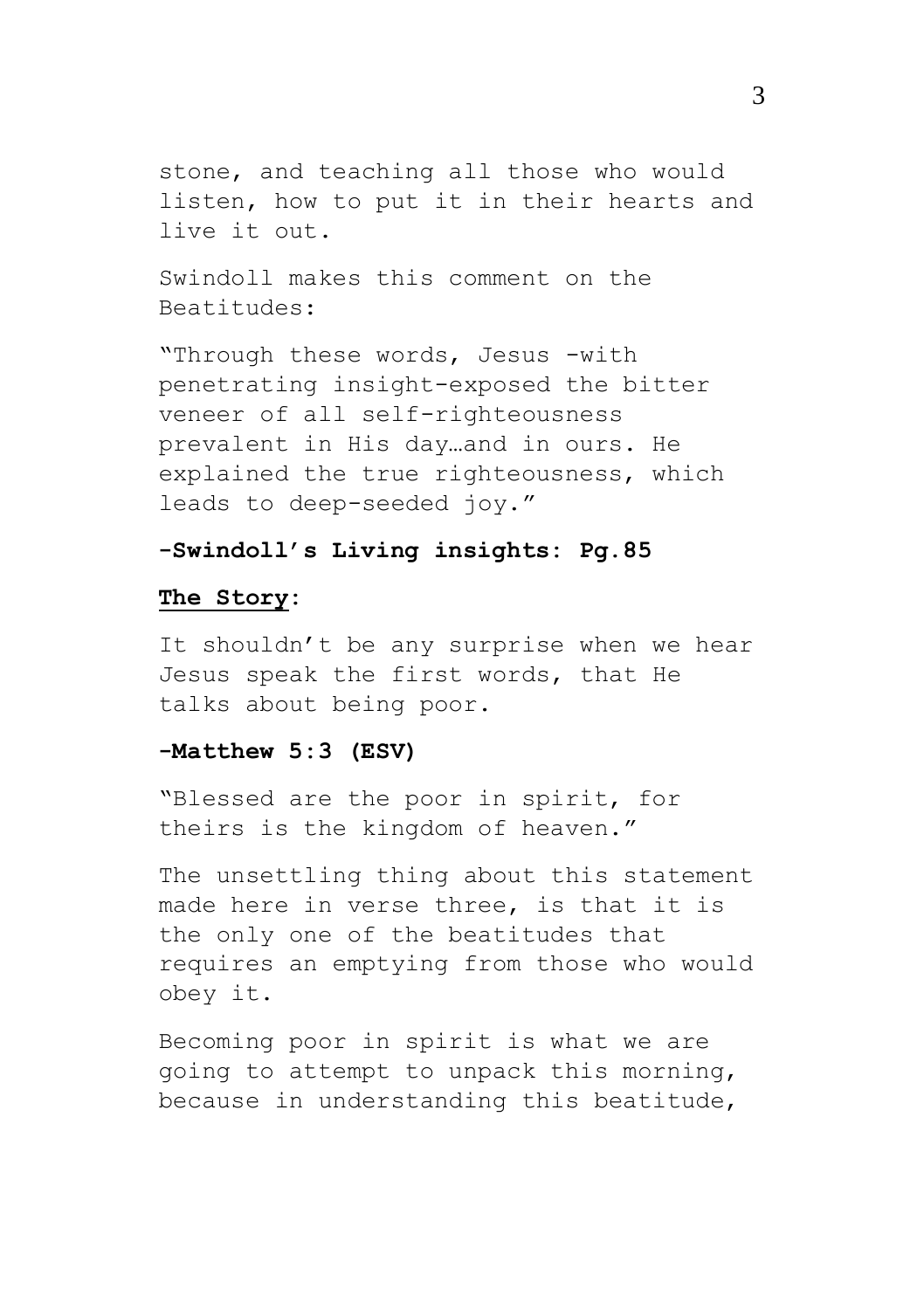stone, and teaching all those who would listen, how to put it in their hearts and live it out.

Swindoll makes this comment on the Beatitudes:

"Through these words, Jesus -with penetrating insight-exposed the bitter veneer of all self-righteousness prevalent in His day…and in ours. He explained the true righteousness, which leads to deep-seeded joy."

**-Swindoll's Living insights: Pg.85**

**The Story:**

It shouldn't be any surprise when we hear Jesus speak the first words, that He talks about being poor.

**-Matthew 5:3 (ESV)**

"Blessed are the poor in spirit, for theirs is the kingdom of heaven."

The unsettling thing about this statement made here in verse three, is that it is the only one of the beatitudes that requires an emptying from those who would obey it.

Becoming poor in spirit is what we are going to attempt to unpack this morning, because in understanding this beatitude,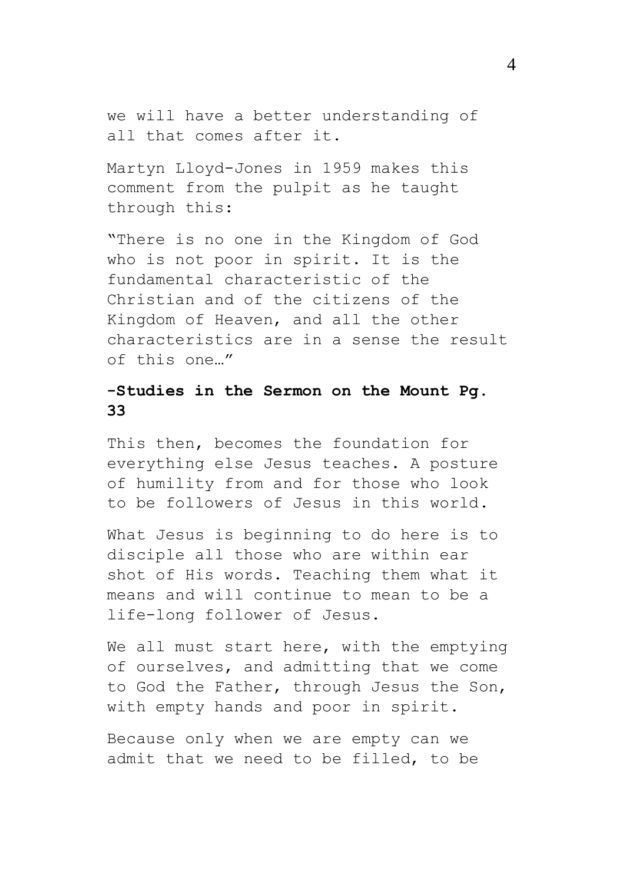we will have a better understanding of all that comes after it.

Martyn Lloyd-Jones in 1959 makes this comment from the pulpit as he taught through this:

"There is no one in the Kingdom of God who is not poor in spirit. It is the fundamental characteristic of the Christian and of the citizens of the Kingdom of Heaven, and all the other characteristics are in a sense the result of this one…"

**-Studies in the Sermon on the Mount Pg. 33**

This then, becomes the foundation for everything else Jesus teaches. A posture of humility from and for those who look to be followers of Jesus in this world.

What Jesus is beginning to do here is to disciple all those who are within ear shot of His words. Teaching them what it means and will continue to mean to be a life-long follower of Jesus.

We all must start here, with the emptying of ourselves, and admitting that we come to God the Father, through Jesus the Son, with empty hands and poor in spirit.

Because only when we are empty can we admit that we need to be filled, to be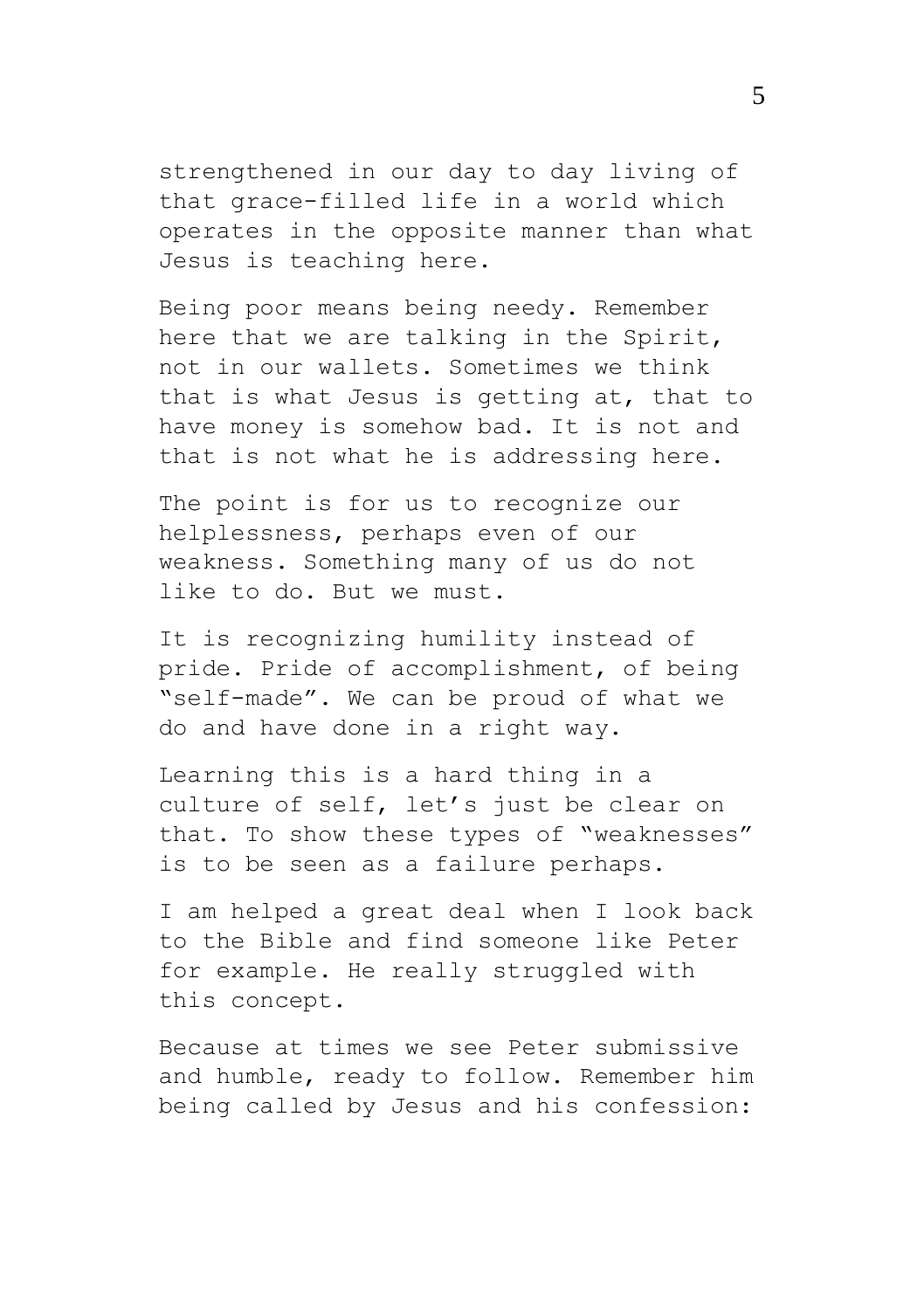strengthened in our day to day living of that grace-filled life in a world which operates in the opposite manner than what Jesus is teaching here.

Being poor means being needy. Remember here that we are talking in the Spirit, not in our wallets. Sometimes we think that is what Jesus is getting at, that to have money is somehow bad. It is not and that is not what he is addressing here.

The point is for us to recognize our helplessness, perhaps even of our weakness. Something many of us do not like to do. But we must.

It is recognizing humility instead of pride. Pride of accomplishment, of being "self-made". We can be proud of what we do and have done in a right way.

Learning this is a hard thing in a culture of self, let's just be clear on that. To show these types of "weaknesses" is to be seen as a failure perhaps.

I am helped a great deal when I look back to the Bible and find someone like Peter for example. He really struggled with this concept.

Because at times we see Peter submissive and humble, ready to follow. Remember him being called by Jesus and his confession: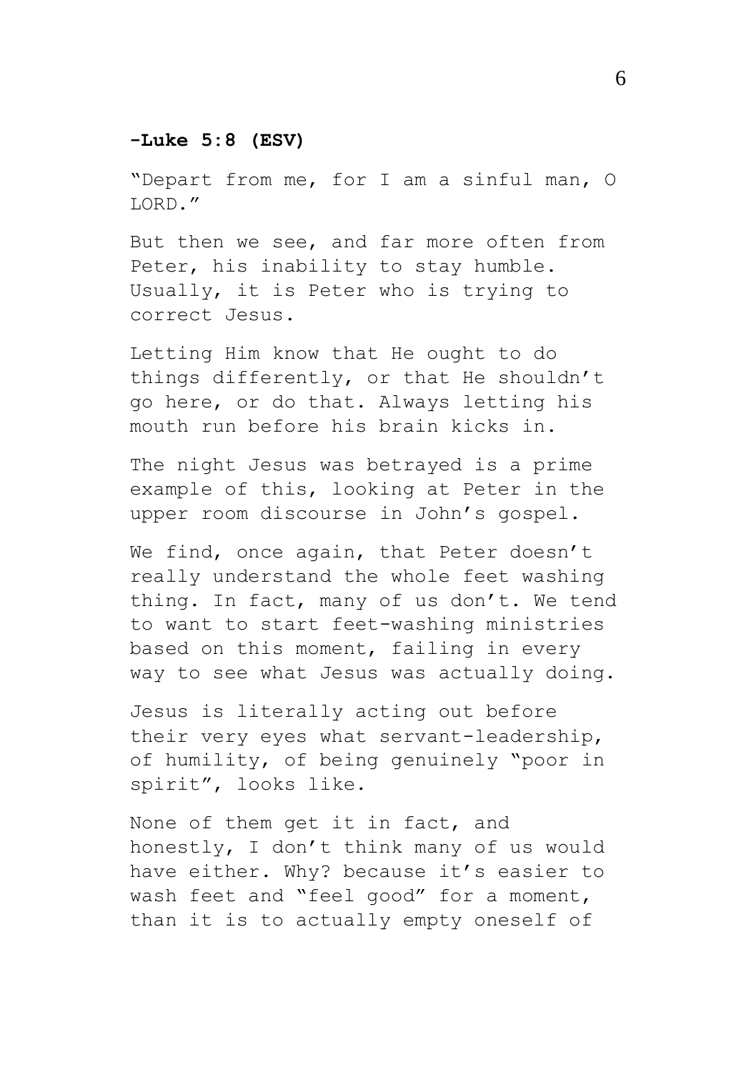**-Luke 5:8 (ESV)**

"Depart from me, for I am a sinful man, O LORD."

But then we see, and far more often from Peter, his inability to stay humble. Usually, it is Peter who is trying to correct Jesus.

Letting Him know that He ought to do things differently, or that He shouldn't go here, or do that. Always letting his mouth run before his brain kicks in.

The night Jesus was betrayed is a prime example of this, looking at Peter in the upper room discourse in John's gospel.

We find, once again, that Peter doesn't really understand the whole feet washing thing. In fact, many of us don't. We tend to want to start feet-washing ministries based on this moment, failing in every way to see what Jesus was actually doing.

Jesus is literally acting out before their very eyes what servant-leadership, of humility, of being genuinely "poor in spirit", looks like.

None of them get it in fact, and honestly, I don't think many of us would have either. Why? because it's easier to wash feet and "feel good" for a moment, than it is to actually empty oneself of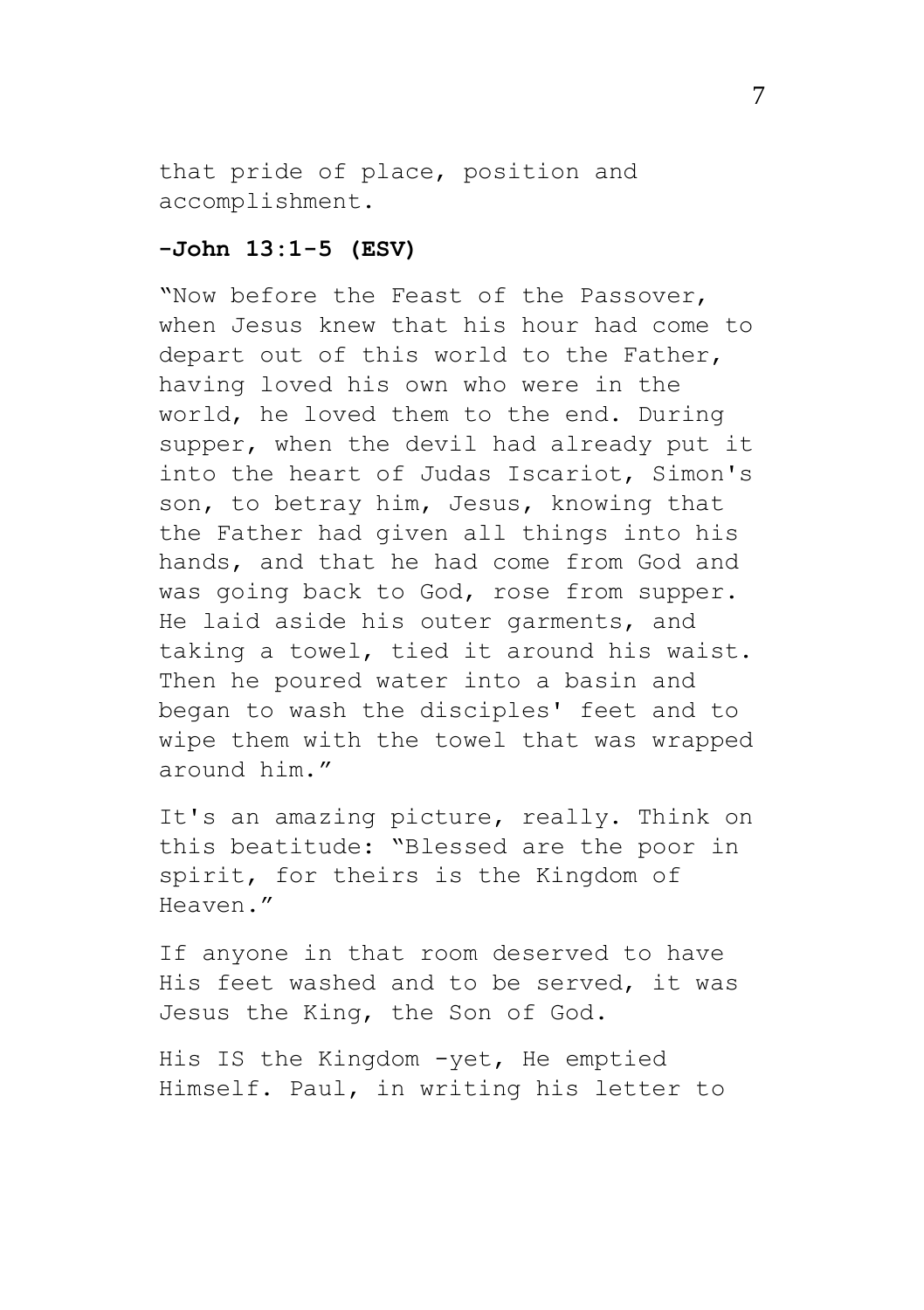that pride of place, position and accomplishment.

**-John 13:1-5 (ESV)**

"Now before the Feast of the Passover, when Jesus knew that his hour had come to depart out of this world to the Father, having loved his own who were in the world, he loved them to the end. During supper, when the devil had already put it into the heart of Judas Iscariot, Simon's son, to betray him, Jesus, knowing that the Father had given all things into his hands, and that he had come from God and was going back to God, rose from supper. He laid aside his outer garments, and taking a towel, tied it around his waist. Then he poured water into a basin and began to wash the disciples' feet and to wipe them with the towel that was wrapped around him."

It's an amazing picture, really. Think on this beatitude: "Blessed are the poor in spirit, for theirs is the Kingdom of Heaven."

If anyone in that room deserved to have His feet washed and to be served, it was Jesus the King, the Son of God.

His IS the Kingdom -yet, He emptied Himself. Paul, in writing his letter to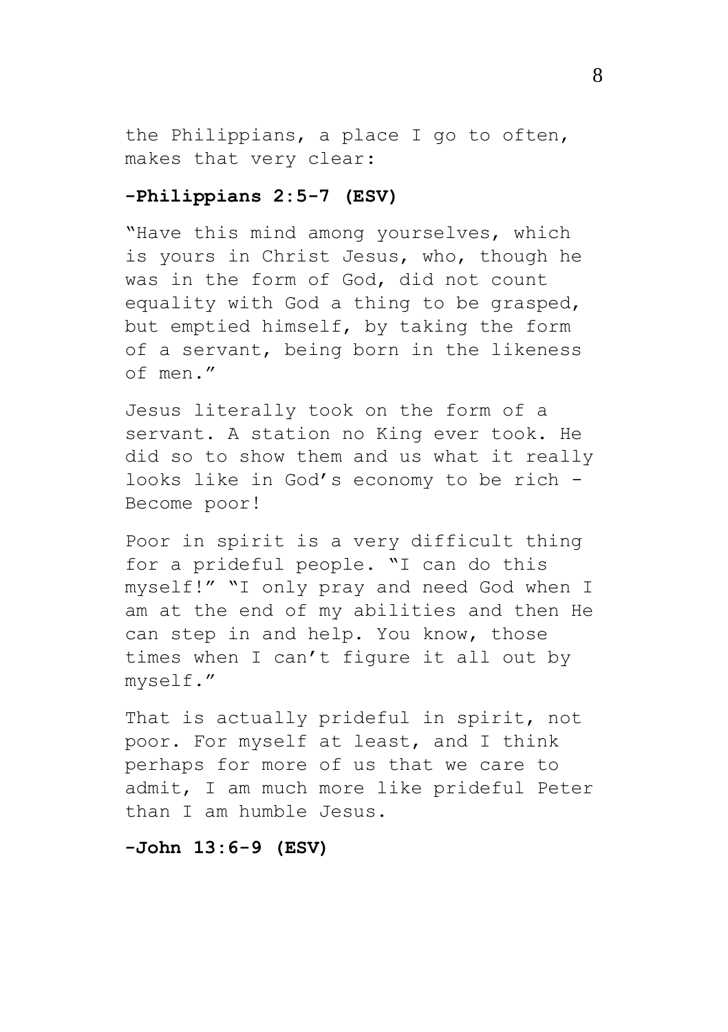the Philippians, a place I go to often, makes that very clear:

**-Philippians 2:5-7 (ESV)**

"Have this mind among yourselves, which is yours in Christ Jesus, who, though he was in the form of God, did not count equality with God a thing to be grasped, but emptied himself, by taking the form of a servant, being born in the likeness of men."

Jesus literally took on the form of a servant. A station no King ever took. He did so to show them and us what it really looks like in God's economy to be rich - Become poor!

Poor in spirit is a very difficult thing for a prideful people. "I can do this myself!" "I only pray and need God when I am at the end of my abilities and then He can step in and help. You know, those times when I can't figure it all out by myself."

That is actually prideful in spirit, not poor. For myself at least, and I think perhaps for more of us that we care to admit, I am much more like prideful Peter than I am humble Jesus.

**-John 13:6-9 (ESV)**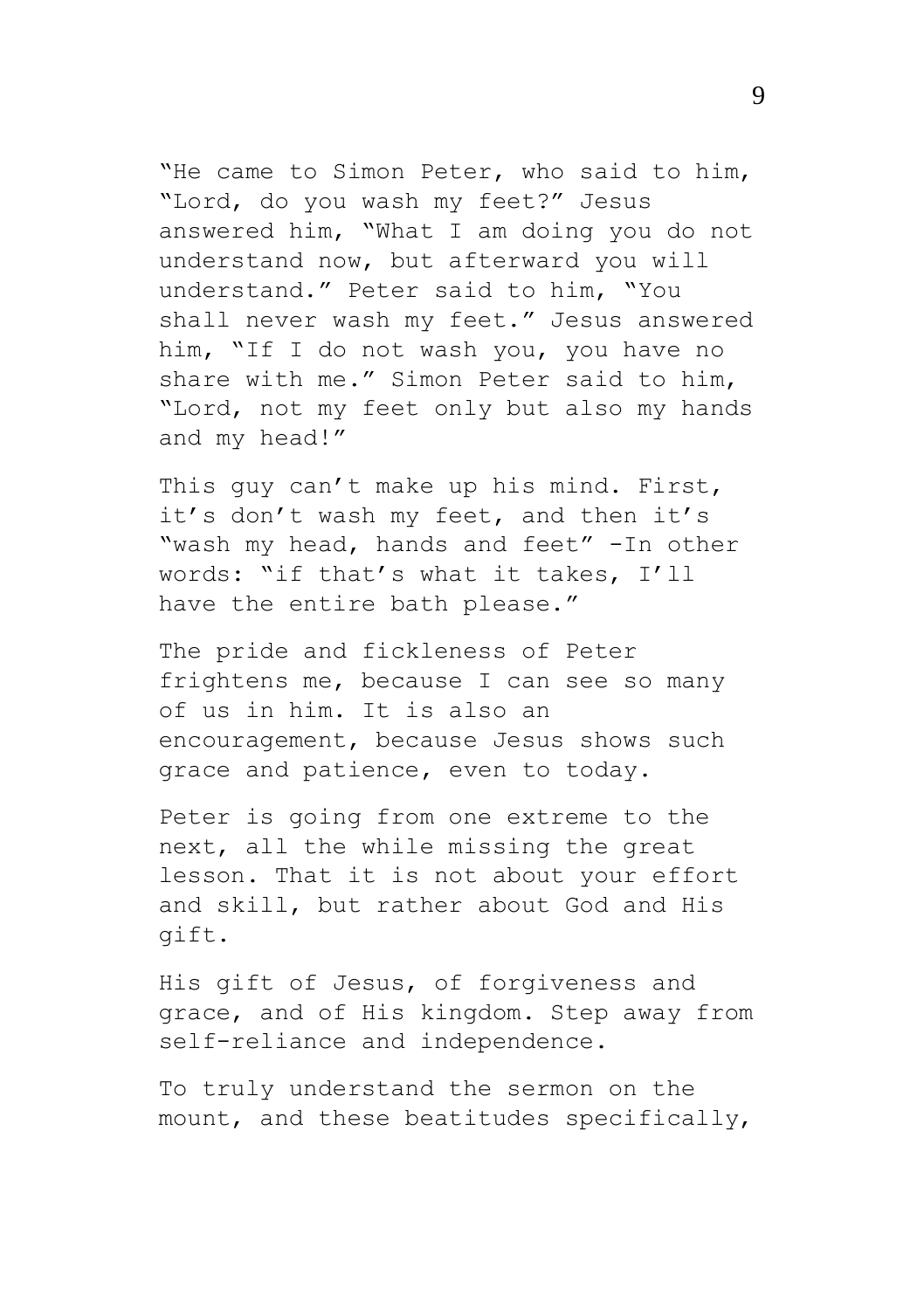"He came to Simon Peter, who said to him, "Lord, do you wash my feet?" Jesus answered him, "What I am doing you do not understand now, but afterward you will understand." Peter said to him, "You shall never wash my feet." Jesus answered him, "If I do not wash you, you have no share with me." Simon Peter said to him, "Lord, not my feet only but also my hands and my head!"

This guy can't make up his mind. First, it's don't wash my feet, and then it's "wash my head, hands and feet" -In other words: "if that's what it takes, I'll have the entire bath please."

The pride and fickleness of Peter frightens me, because I can see so many of us in him. It is also an encouragement, because Jesus shows such grace and patience, even to today.

Peter is going from one extreme to the next, all the while missing the great lesson. That it is not about your effort and skill, but rather about God and His gift.

His gift of Jesus, of forgiveness and grace, and of His kingdom. Step away from self-reliance and independence.

To truly understand the sermon on the mount, and these beatitudes specifically,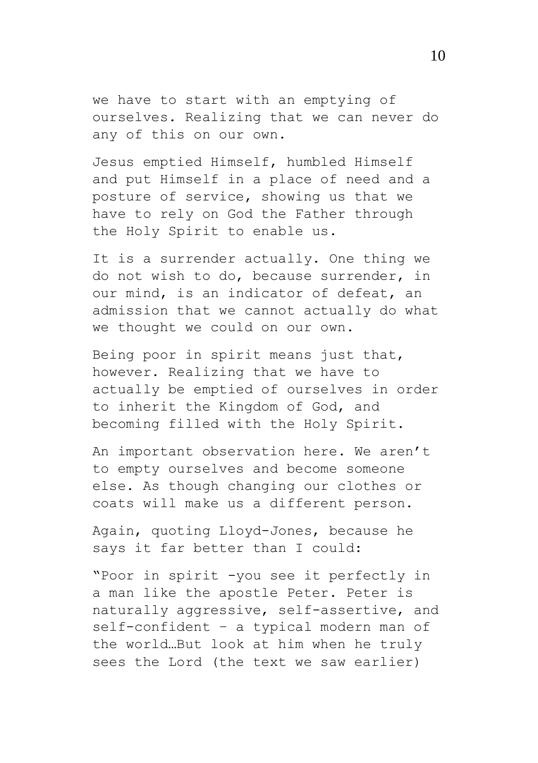we have to start with an emptying of ourselves. Realizing that we can never do any of this on our own.

Jesus emptied Himself, humbled Himself and put Himself in a place of need and a posture of service, showing us that we have to rely on God the Father through the Holy Spirit to enable us.

It is a surrender actually. One thing we do not wish to do, because surrender, in our mind, is an indicator of defeat, an admission that we cannot actually do what we thought we could on our own.

Being poor in spirit means just that, however. Realizing that we have to actually be emptied of ourselves in order to inherit the Kingdom of God, and becoming filled with the Holy Spirit.

An important observation here. We aren't to empty ourselves and become someone else. As though changing our clothes or coats will make us a different person.

Again, quoting Lloyd-Jones, because he says it far better than I could:

"Poor in spirit -you see it perfectly in a man like the apostle Peter. Peter is naturally aggressive, self-assertive, and self-confident – a typical modern man of the world…But look at him when he truly sees the Lord (the text we saw earlier)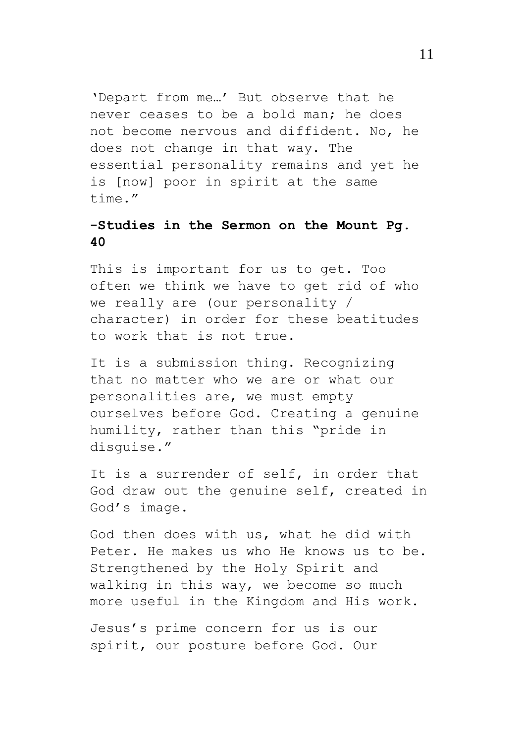'Depart from me…' But observe that he never ceases to be a bold man; he does not become nervous and diffident. No, he does not change in that way. The essential personality remains and yet he is [now] poor in spirit at the same time."

**-Studies in the Sermon on the Mount Pg. 40**

This is important for us to get. Too often we think we have to get rid of who we really are (our personality / character) in order for these beatitudes to work that is not true.

It is a submission thing. Recognizing that no matter who we are or what our personalities are, we must empty ourselves before God. Creating a genuine humility, rather than this "pride in disguise."

It is a surrender of self, in order that God draw out the genuine self, created in God's image.

God then does with us, what he did with Peter. He makes us who He knows us to be. Strengthened by the Holy Spirit and walking in this way, we become so much more useful in the Kingdom and His work.

Jesus's prime concern for us is our spirit, our posture before God. Our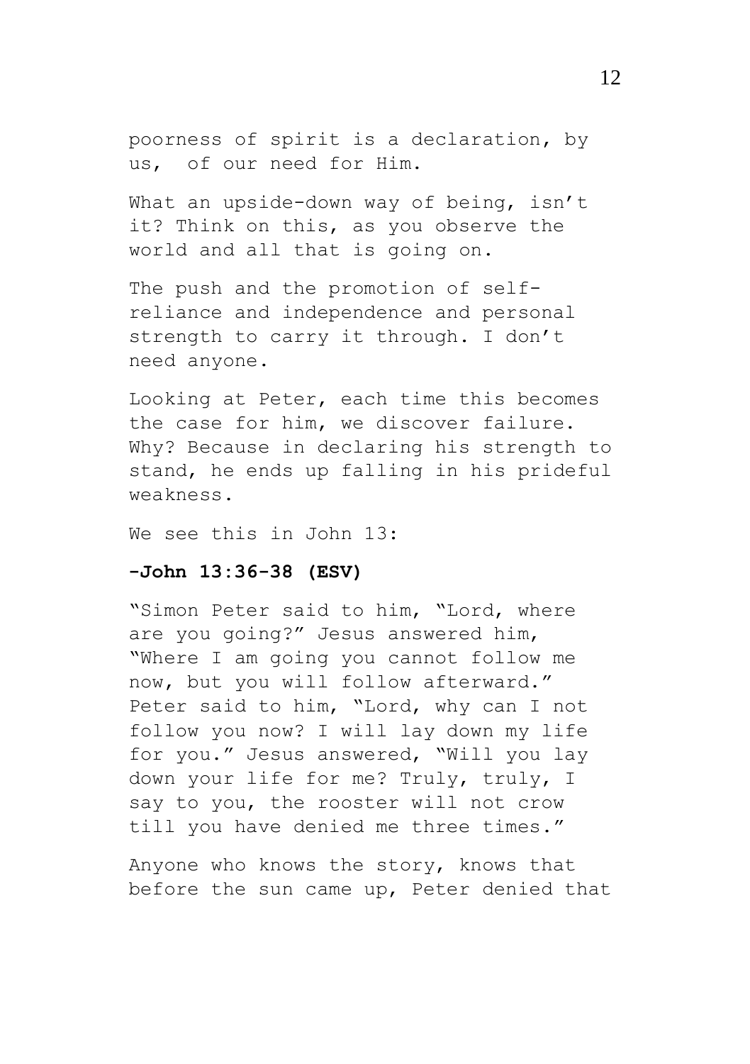poorness of spirit is a declaration, by us, of our need for Him.

What an upside-down way of being, isn't it? Think on this, as you observe the world and all that is going on.

The push and the promotion of self-reliance and independence and personal strength to carry it through. I don't need anyone.

Looking at Peter, each time this becomes the case for him, we discover failure. Why? Because in declaring his strength to stand, he ends up falling in his prideful weakness.

We see this in John 13:

**-John 13:36-38 (ESV)**

"Simon Peter said to him, "Lord, where are you going?" Jesus answered him, "Where I am going you cannot follow me now, but you will follow afterward." Peter said to him, "Lord, why can I not follow you now? I will lay down my life for you." Jesus answered, "Will you lay down your life for me? Truly, truly, I say to you, the rooster will not crow till you have denied me three times."

Anyone who knows the story, knows that before the sun came up, Peter denied that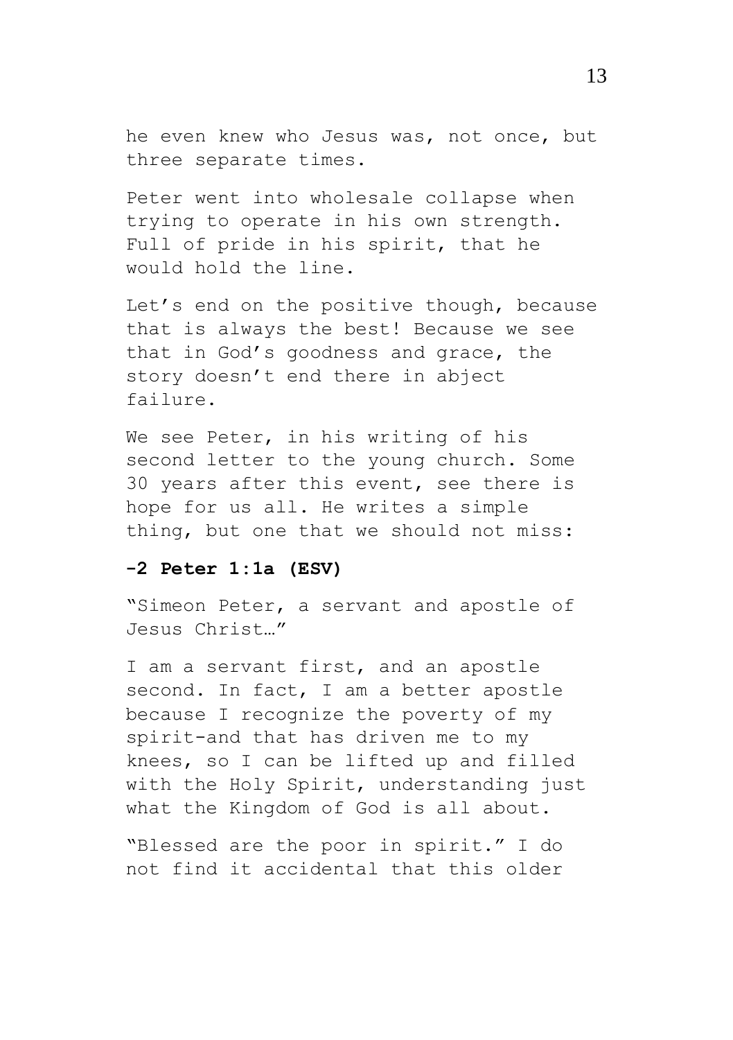he even knew who Jesus was, not once, but three separate times.

Peter went into wholesale collapse when trying to operate in his own strength. Full of pride in his spirit, that he would hold the line.

Let's end on the positive though, because that is always the best! Because we see that in God's goodness and grace, the story doesn't end there in abject failure.

We see Peter, in his writing of his second letter to the young church. Some 30 years after this event, see there is hope for us all. He writes a simple thing, but one that we should not miss:

**-2 Peter 1:1a (ESV)**

"Simeon Peter, a servant and apostle of Jesus Christ…"

I am a servant first, and an apostle second. In fact, I am a better apostle because I recognize the poverty of my spirit-and that has driven me to my knees, so I can be lifted up and filled with the Holy Spirit, understanding just what the Kingdom of God is all about.

"Blessed are the poor in spirit." I do not find it accidental that this older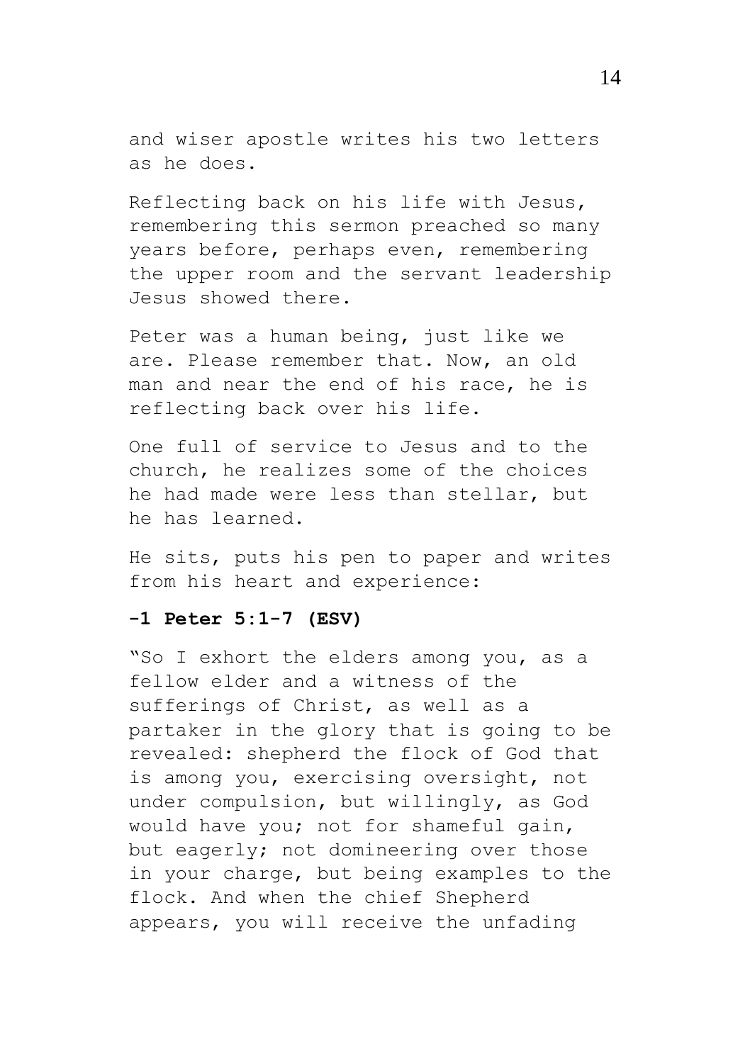and wiser apostle writes his two letters as he does.

Reflecting back on his life with Jesus, remembering this sermon preached so many years before, perhaps even, remembering the upper room and the servant leadership Jesus showed there.

Peter was a human being, just like we are. Please remember that. Now, an old man and near the end of his race, he is reflecting back over his life.

One full of service to Jesus and to the church, he realizes some of the choices he had made were less than stellar, but he has learned.

He sits, puts his pen to paper and writes from his heart and experience:

**-1 Peter 5:1-7 (ESV)**

"So I exhort the elders among you, as a fellow elder and a witness of the sufferings of Christ, as well as a partaker in the glory that is going to be revealed: shepherd the flock of God that is among you, exercising oversight, not under compulsion, but willingly, as God would have you; not for shameful gain, but eagerly; not domineering over those in your charge, but being examples to the flock. And when the chief Shepherd appears, you will receive the unfading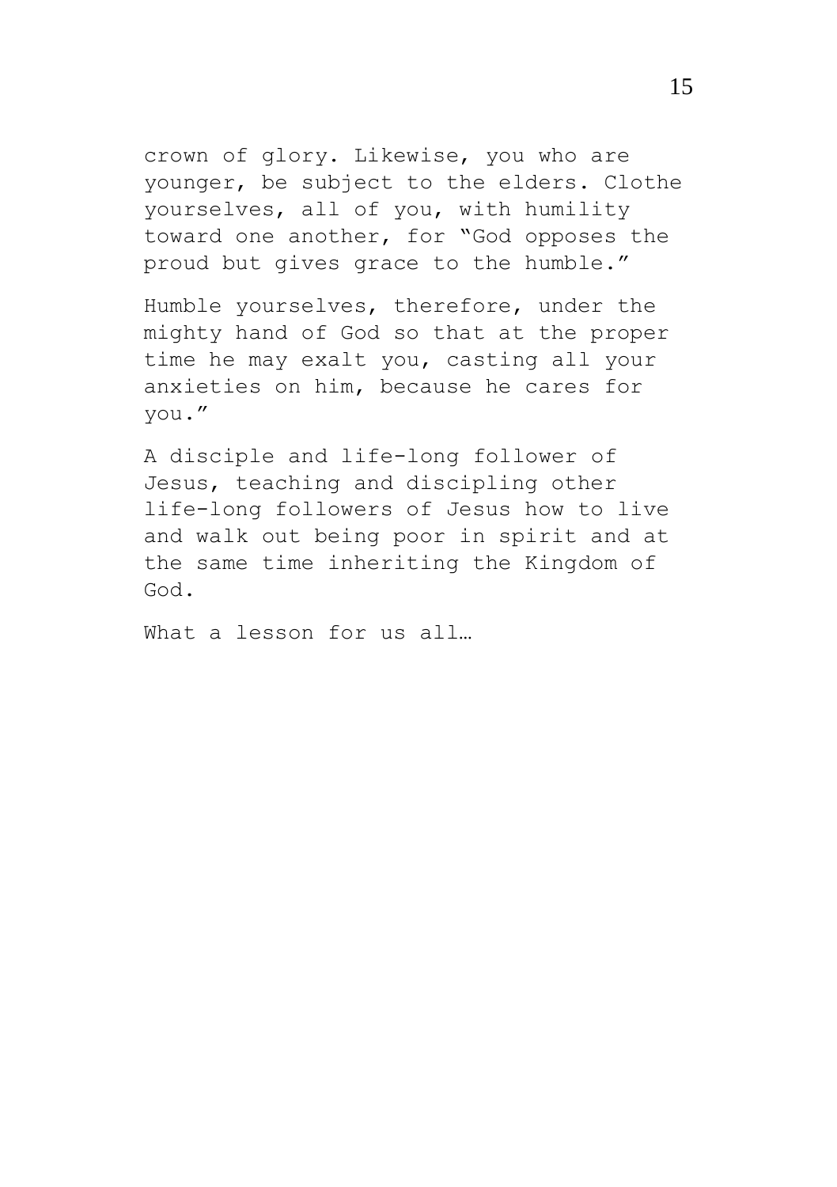crown of glory. Likewise, you who are younger, be subject to the elders. Clothe yourselves, all of you, with humility toward one another, for "God opposes the proud but gives grace to the humble."

Humble yourselves, therefore, under the mighty hand of God so that at the proper time he may exalt you, casting all your anxieties on him, because he cares for you."

A disciple and life-long follower of Jesus, teaching and discipling other life-long followers of Jesus how to live and walk out being poor in spirit and at the same time inheriting the Kingdom of God.

What a lesson for us all…